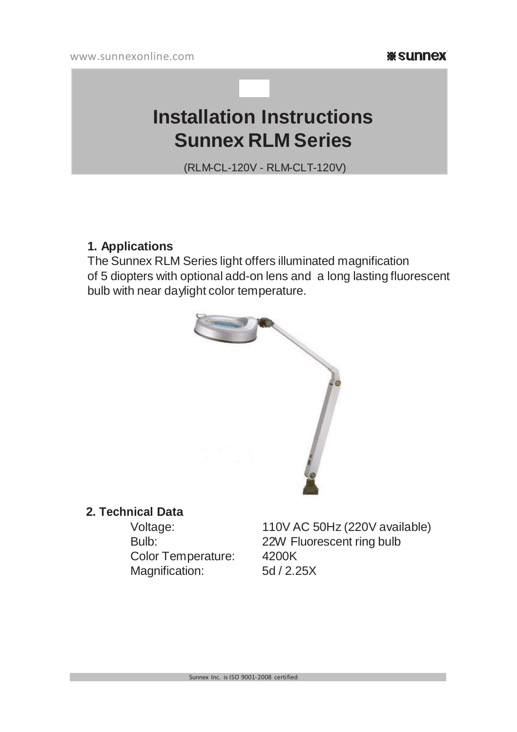# Installation Instructions
# Sunnex RLM Series

(RLM-CL-120V - RLM-CLT-120V)

## 1. Applications

The Sunnex RLM Series light offers illuminated magnification of 5 diopters with optional add-on lens and a long lasting fluorescent bulb with near daylight color temperature.

## 2. Technical Data

| | |
|---|---|
| Voltage: | 110V AC 50Hz (220V available) |
| Bulb: | 22W Fluorescent ring bulb |
| Color Temperature: | 4200K |
| Magnification: | 5d / 2.25X |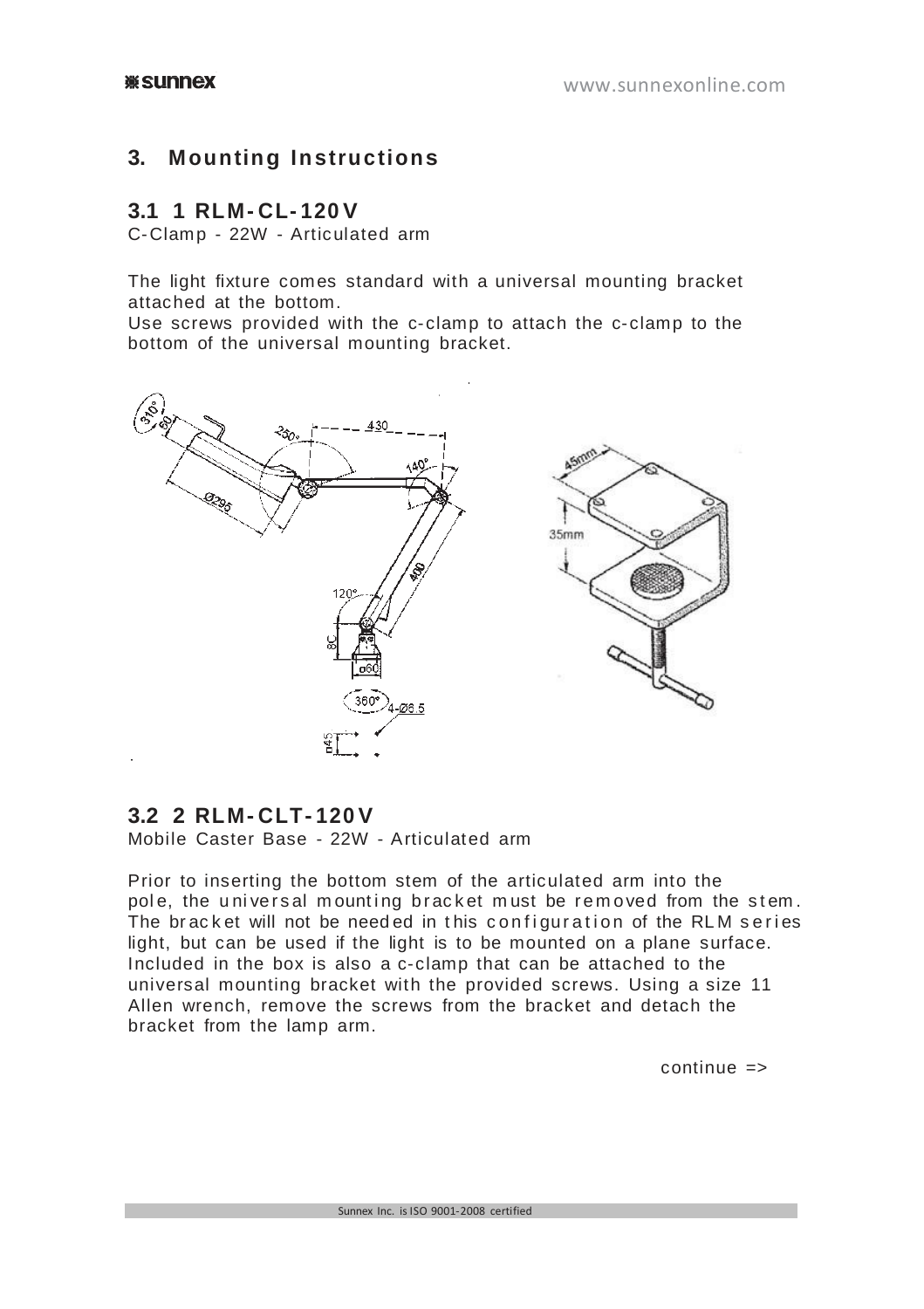# 3. Mounting Instructions

## 3.1 1 RLM-CL-120V

C-Clamp - 22W - Articulated arm

The light fixture comes standard with a universal mounting bracket attached at the bottom.
Use screws provided with the c-clamp to attach the c-clamp to the bottom of the universal mounting bracket.

310°
60
250°
430
Ø295
140°
400
120°
80
□60
360°
4-Ø6.5
□45

45mm
35mm

## 3.2 2 RLM-CLT-120V

Mobile Caster Base - 22W - Articulated arm

Prior to inserting the bottom stem of the articulated arm into the pole, the universal mounting bracket must be removed from the stem. The bracket will not be needed in this configuration of the RLM series light, but can be used if the light is to be mounted on a plane surface. Included in the box is also a c-clamp that can be attached to the universal mounting bracket with the provided screws. Using a size 11 Allen wrench, remove the screws from the bracket and detach the bracket from the lamp arm.

continue =>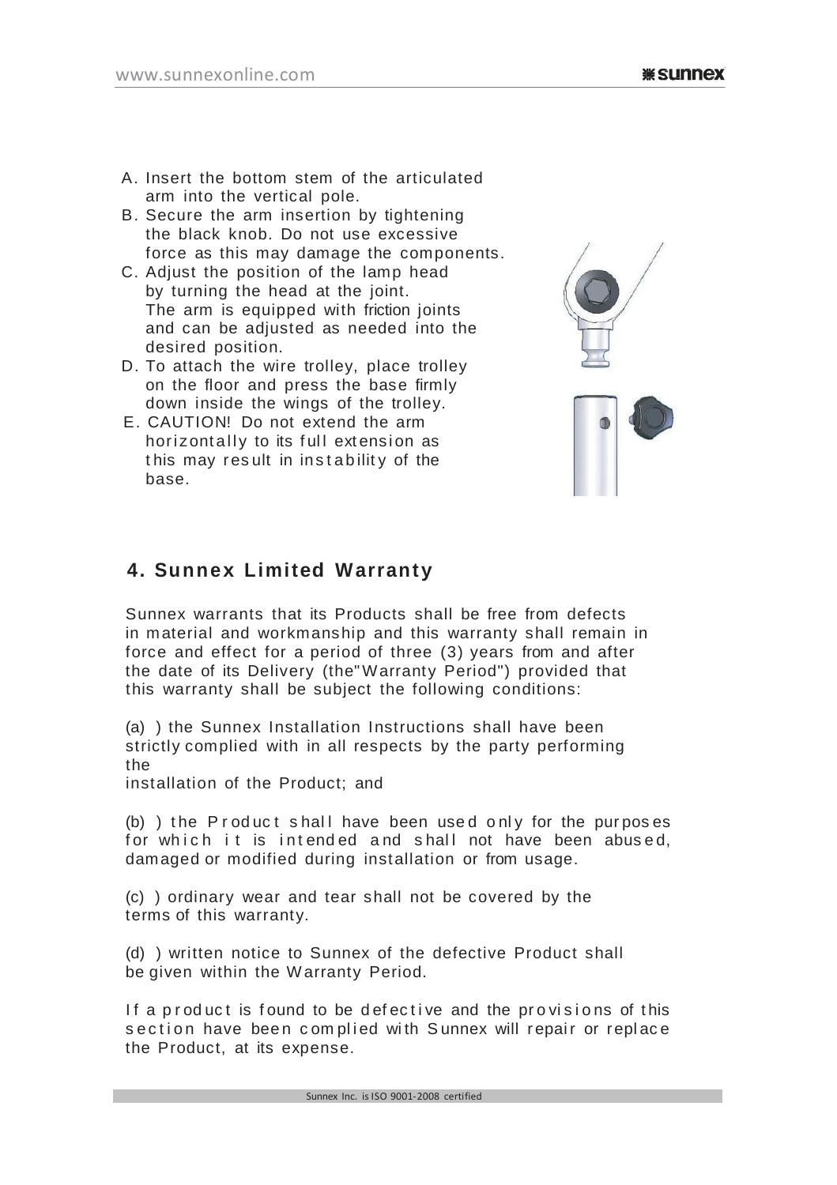A. Insert the bottom stem of the articulated arm into the vertical pole.
B. Secure the arm insertion by tightening the black knob. Do not use excessive force as this may damage the components.
C. Adjust the position of the lamp head by turning the head at the joint. The arm is equipped with friction joints and can be adjusted as needed into the desired position.
D. To attach the wire trolley, place trolley on the floor and press the base firmly down inside the wings of the trolley.
E. CAUTION! Do not extend the arm horizontally to its full extension as this may result in instability of the base.

## 4. Sunnex Limited Warranty

Sunnex warrants that its Products shall be free from defects in material and workmanship and this warranty shall remain in force and effect for a period of three (3) years from and after the date of its Delivery (the"Warranty Period") provided that this warranty shall be subject the following conditions:

(a) ) the Sunnex Installation Instructions shall have been strictly complied with in all respects by the party performing the installation of the Product; and

(b) ) the Product shall have been used only for the purposes for which it is intended and shall not have been abused, damaged or modified during installation or from usage.

(c) ) ordinary wear and tear shall not be covered by the terms of this warranty.

(d) ) written notice to Sunnex of the defective Product shall be given within the Warranty Period.

If a product is found to be defective and the provisions of this section have been complied with Sunnex will repair or replace the Product, at its expense.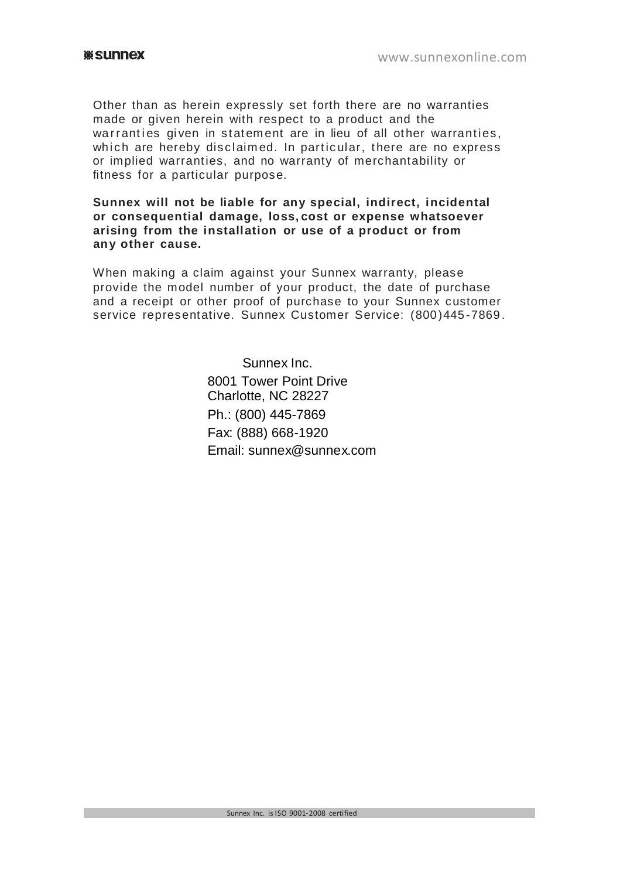Other than as herein expressly set forth there are no warranties made or given herein with respect to a product and the warranties given in statement are in lieu of all other warranties, which are hereby disclaimed. In particular, there are no express or implied warranties, and no warranty of merchantability or fitness for a particular purpose.

**Sunnex will not be liable for any special, indirect, incidental or consequential damage, loss, cost or expense whatsoever arising from the installation or use of a product or from any other cause.**

When making a claim against your Sunnex warranty, please provide the model number of your product, the date of purchase and a receipt or other proof of purchase to your Sunnex customer service representative. Sunnex Customer Service: (800)445-7869.

Sunnex Inc.
8001 Tower Point Drive
Charlotte, NC 28227
Ph.: (800) 445-7869
Fax: (888) 668-1920
Email: sunnex@sunnex.com

Sunnex Inc. is ISO 9001-2008 certified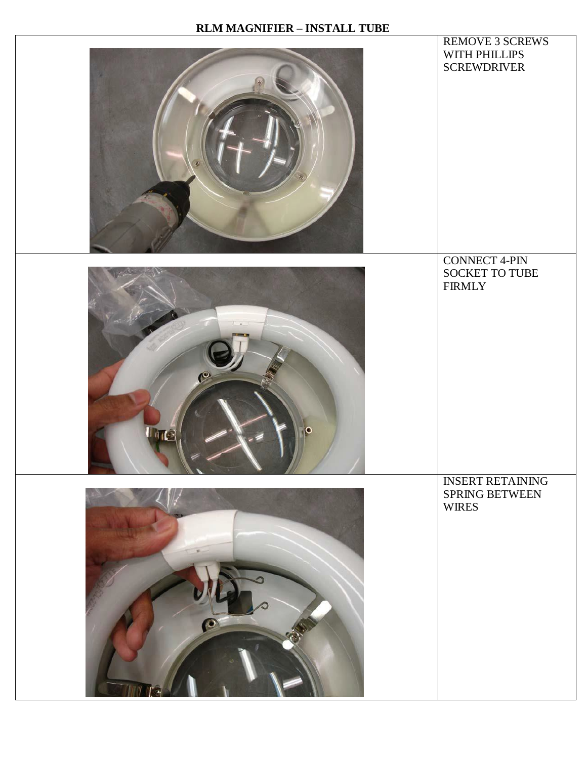**RLM MAGNIFIER – INSTALL TUBE**

| | |
|---|---|
| | REMOVE 3 SCREWS WITH PHILLIPS SCREWDRIVER |
| | CONNECT 4-PIN SOCKET TO TUBE FIRMLY |
| | INSERT RETAINING SPRING BETWEEN WIRES |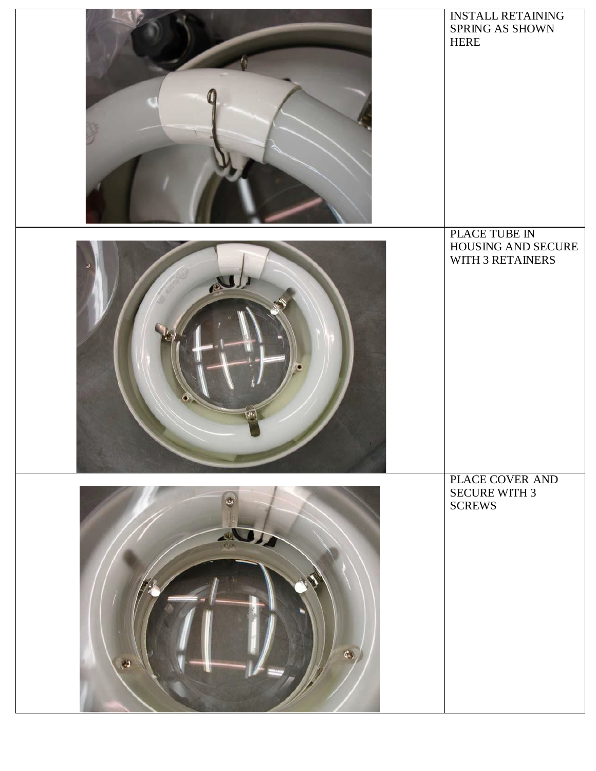| | |
|---|---|
| | INSTALL RETAINING SPRING AS SHOWN HERE |
| | PLACE TUBE IN HOUSING AND SECURE WITH 3 RETAINERS |
| | PLACE COVER AND SECURE WITH 3 SCREWS |